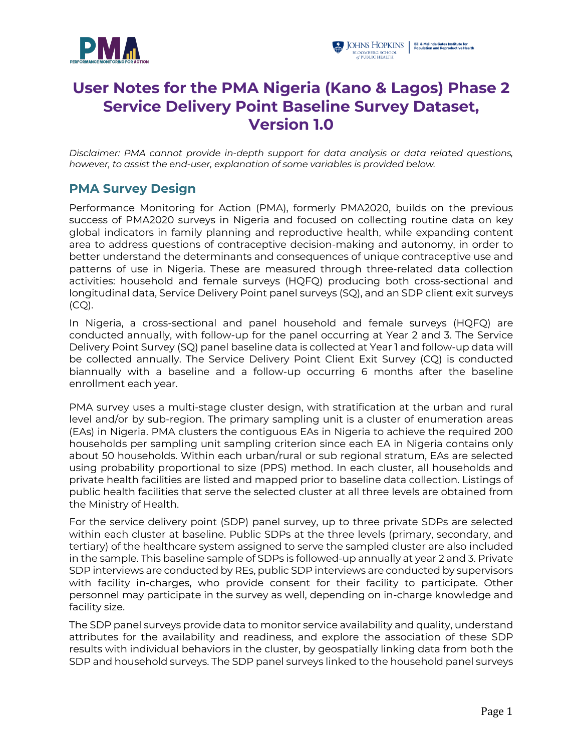# User Notes for the PMA Nigeria (Kano & Lagos) Phase 2 Service Delivery Point Baseline Survey Dataset, Version 1.0

*Disclaimer: PMA cannot provide in-depth support for data analysis or data related questions, however, to assist the end-user, explanation of some variables is provided below.*

## PMA Survey Design

Performance Monitoring for Action (PMA), formerly PMA2020, builds on the previous success of PMA2020 surveys in Nigeria and focused on collecting routine data on key global indicators in family planning and reproductive health, while expanding content area to address questions of contraceptive decision-making and autonomy, in order to better understand the determinants and consequences of unique contraceptive use and patterns of use in Nigeria. These are measured through three-related data collection activities: household and female surveys (HQFQ) producing both cross-sectional and longitudinal data, Service Delivery Point panel surveys (SQ), and an SDP client exit surveys (CQ).

In Nigeria, a cross-sectional and panel household and female surveys (HQFQ) are conducted annually, with follow-up for the panel occurring at Year 2 and 3. The Service Delivery Point Survey (SQ) panel baseline data is collected at Year 1 and follow-up data will be collected annually. The Service Delivery Point Client Exit Survey (CQ) is conducted biannually with a baseline and a follow-up occurring 6 months after the baseline enrollment each year.

PMA survey uses a multi-stage cluster design, with stratification at the urban and rural level and/or by sub-region. The primary sampling unit is a cluster of enumeration areas (EAs) in Nigeria. PMA clusters the contiguous EAs in Nigeria to achieve the required 200 households per sampling unit sampling criterion since each EA in Nigeria contains only about 50 households. Within each urban/rural or sub regional stratum, EAs are selected using probability proportional to size (PPS) method. In each cluster, all households and private health facilities are listed and mapped prior to baseline data collection. Listings of public health facilities that serve the selected cluster at all three levels are obtained from the Ministry of Health.

For the service delivery point (SDP) panel survey, up to three private SDPs are selected within each cluster at baseline. Public SDPs at the three levels (primary, secondary, and tertiary) of the healthcare system assigned to serve the sampled cluster are also included in the sample. This baseline sample of SDPs is followed-up annually at year 2 and 3. Private SDP interviews are conducted by REs, public SDP interviews are conducted by supervisors with facility in-charges, who provide consent for their facility to participate. Other personnel may participate in the survey as well, depending on in-charge knowledge and facility size.

The SDP panel surveys provide data to monitor service availability and quality, understand attributes for the availability and readiness, and explore the association of these SDP results with individual behaviors in the cluster, by geospatially linking data from both the SDP and household surveys. The SDP panel surveys linked to the household panel surveys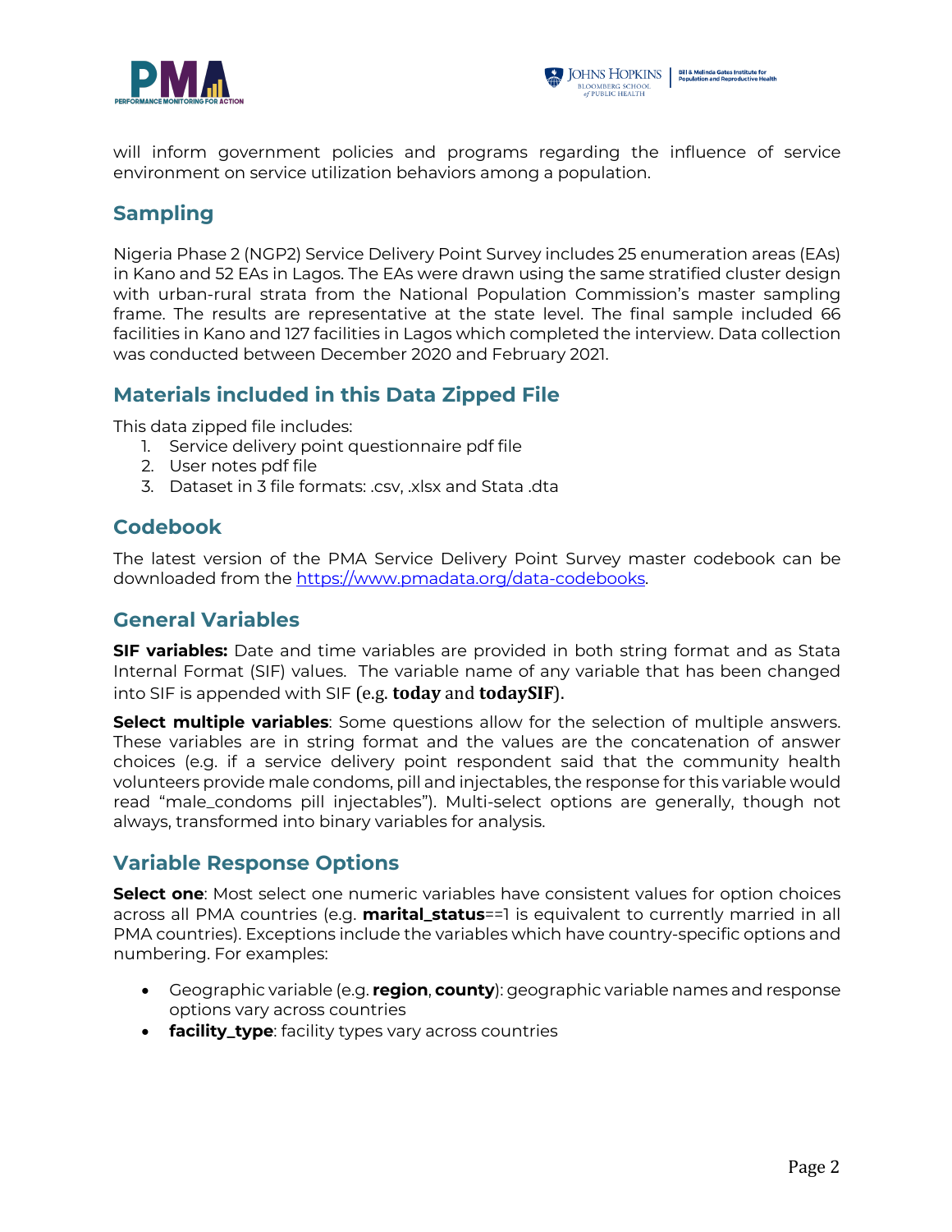will inform government policies and programs regarding the influence of service environment on service utilization behaviors among a population.

## Sampling

Nigeria Phase 2 (NGP2) Service Delivery Point Survey includes 25 enumeration areas (EAs) in Kano and 52 EAs in Lagos. The EAs were drawn using the same stratified cluster design with urban-rural strata from the National Population Commission's master sampling frame. The results are representative at the state level. The final sample included 66 facilities in Kano and 127 facilities in Lagos which completed the interview. Data collection was conducted between December 2020 and February 2021.

## Materials included in this Data Zipped File

This data zipped file includes:

1. Service delivery point questionnaire pdf file
2. User notes pdf file
3. Dataset in 3 file formats: .csv, .xlsx and Stata .dta

## Codebook

The latest version of the PMA Service Delivery Point Survey master codebook can be downloaded from the https://www.pmadata.org/data-codebooks.

## General Variables

**SIF variables:** Date and time variables are provided in both string format and as Stata Internal Format (SIF) values. The variable name of any variable that has been changed into SIF is appended with SIF (e.g. **today** and **todaySIF**).

**Select multiple variables**: Some questions allow for the selection of multiple answers. These variables are in string format and the values are the concatenation of answer choices (e.g. if a service delivery point respondent said that the community health volunteers provide male condoms, pill and injectables, the response for this variable would read "male_condoms pill injectables"). Multi-select options are generally, though not always, transformed into binary variables for analysis.

## Variable Response Options

**Select one**: Most select one numeric variables have consistent values for option choices across all PMA countries (e.g. **marital_status**==1 is equivalent to currently married in all PMA countries). Exceptions include the variables which have country-specific options and numbering. For examples:

- Geographic variable (e.g. **region**, **county**): geographic variable names and response options vary across countries
- **facility_type**: facility types vary across countries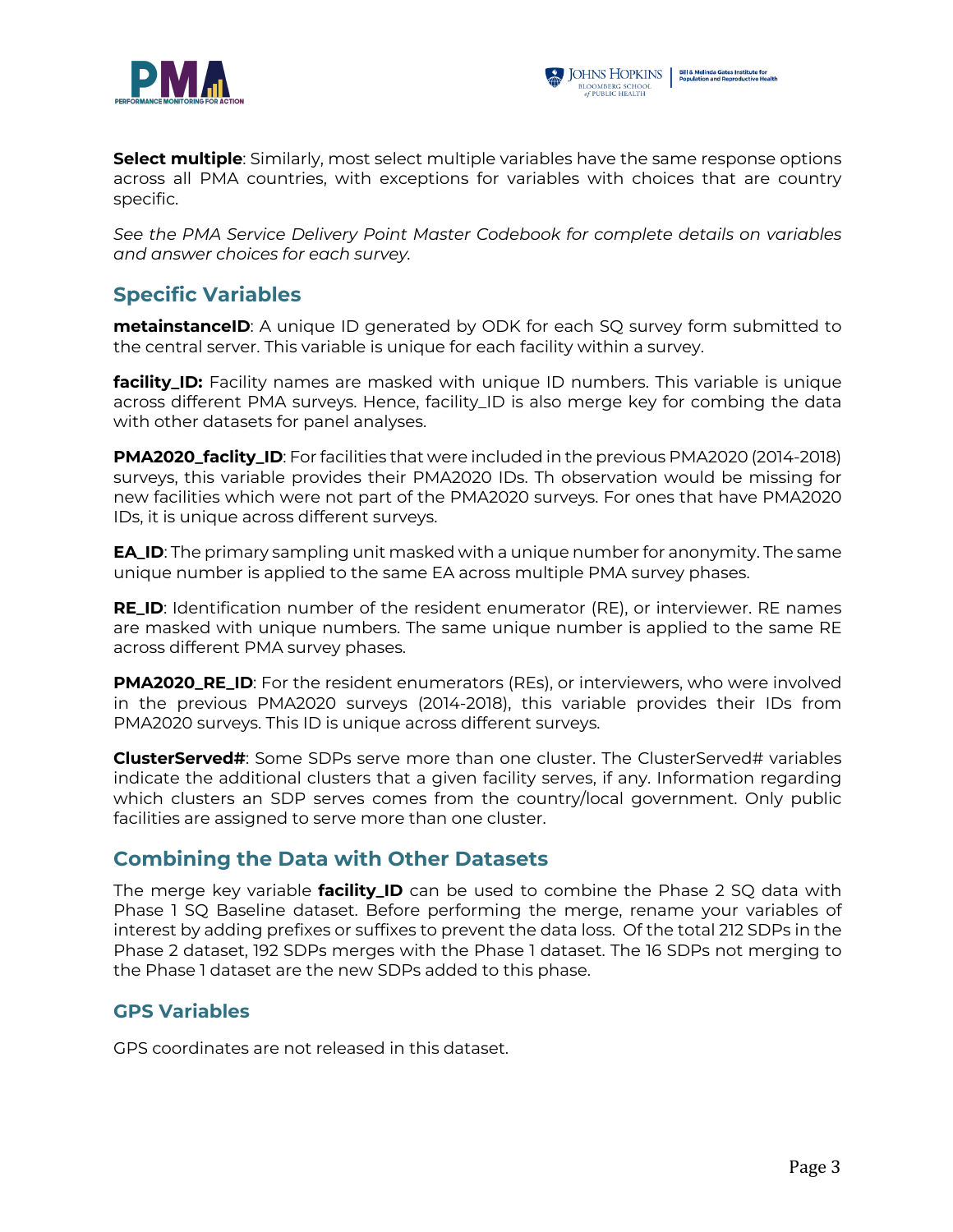**Select multiple**: Similarly, most select multiple variables have the same response options across all PMA countries, with exceptions for variables with choices that are country specific.

*See the PMA Service Delivery Point Master Codebook for complete details on variables and answer choices for each survey.*

## Specific Variables

**metainstanceID**: A unique ID generated by ODK for each SQ survey form submitted to the central server. This variable is unique for each facility within a survey.

**facility_ID:** Facility names are masked with unique ID numbers. This variable is unique across different PMA surveys. Hence, facility_ID is also merge key for combing the data with other datasets for panel analyses.

**PMA2020_faclity_ID**: For facilities that were included in the previous PMA2020 (2014-2018) surveys, this variable provides their PMA2020 IDs. Th observation would be missing for new facilities which were not part of the PMA2020 surveys. For ones that have PMA2020 IDs, it is unique across different surveys.

**EA_ID**: The primary sampling unit masked with a unique number for anonymity. The same unique number is applied to the same EA across multiple PMA survey phases.

**RE_ID**: Identification number of the resident enumerator (RE), or interviewer. RE names are masked with unique numbers. The same unique number is applied to the same RE across different PMA survey phases.

**PMA2020_RE_ID**: For the resident enumerators (REs), or interviewers, who were involved in the previous PMA2020 surveys (2014-2018), this variable provides their IDs from PMA2020 surveys. This ID is unique across different surveys.

**ClusterServed#**: Some SDPs serve more than one cluster. The ClusterServed# variables indicate the additional clusters that a given facility serves, if any. Information regarding which clusters an SDP serves comes from the country/local government. Only public facilities are assigned to serve more than one cluster.

## Combining the Data with Other Datasets

The merge key variable **facility_ID** can be used to combine the Phase 2 SQ data with Phase 1 SQ Baseline dataset. Before performing the merge, rename your variables of interest by adding prefixes or suffixes to prevent the data loss. Of the total 212 SDPs in the Phase 2 dataset, 192 SDPs merges with the Phase 1 dataset. The 16 SDPs not merging to the Phase 1 dataset are the new SDPs added to this phase.

## GPS Variables

GPS coordinates are not released in this dataset.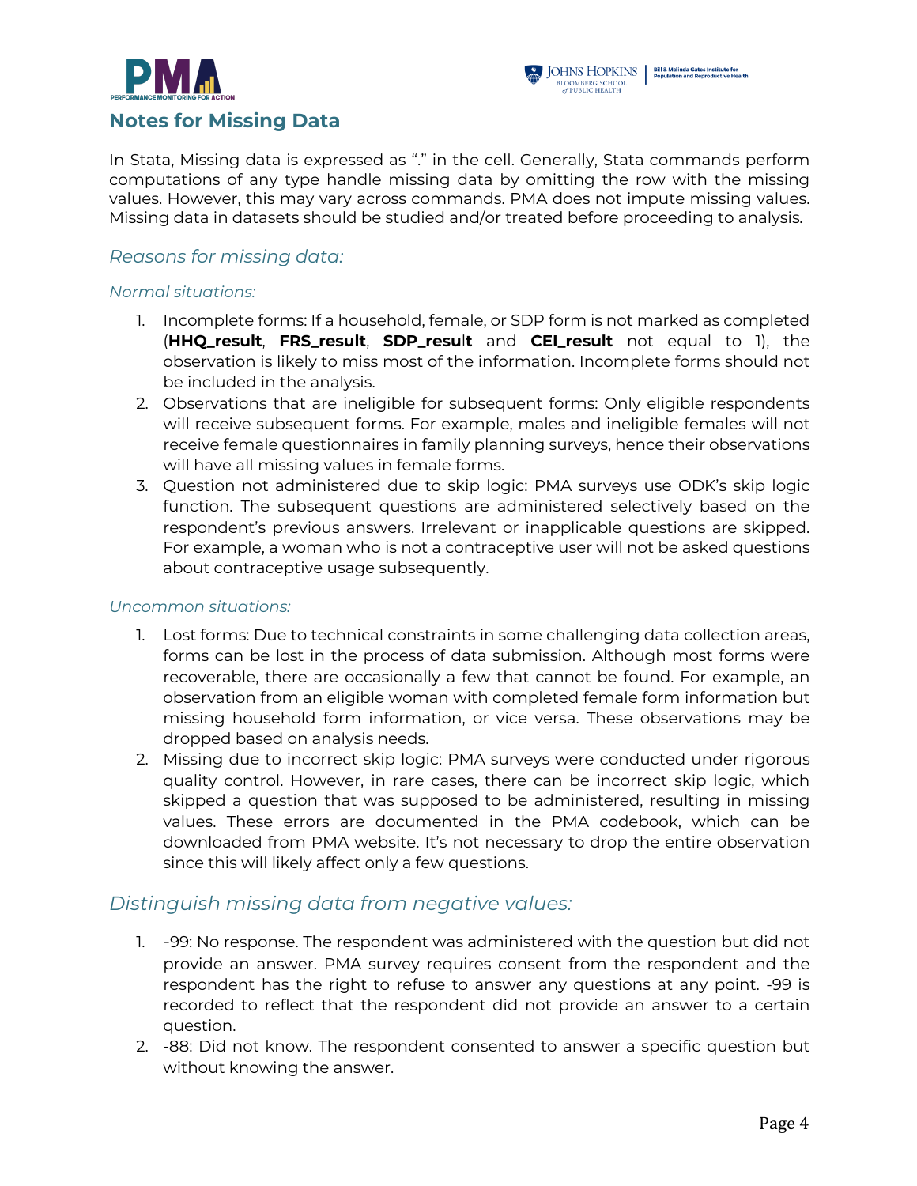## Notes for Missing Data

In Stata, Missing data is expressed as "." in the cell. Generally, Stata commands perform computations of any type handle missing data by omitting the row with the missing values. However, this may vary across commands. PMA does not impute missing values. Missing data in datasets should be studied and/or treated before proceeding to analysis.

### *Reasons for missing data:*

#### *Normal situations:*

1. Incomplete forms: If a household, female, or SDP form is not marked as completed (**HHQ_result**, **FRS_result**, **SDP_result** and **CEI_result** not equal to 1), the observation is likely to miss most of the information. Incomplete forms should not be included in the analysis.
2. Observations that are ineligible for subsequent forms: Only eligible respondents will receive subsequent forms. For example, males and ineligible females will not receive female questionnaires in family planning surveys, hence their observations will have all missing values in female forms.
3. Question not administered due to skip logic: PMA surveys use ODK's skip logic function. The subsequent questions are administered selectively based on the respondent's previous answers. Irrelevant or inapplicable questions are skipped. For example, a woman who is not a contraceptive user will not be asked questions about contraceptive usage subsequently.

#### *Uncommon situations:*

1. Lost forms: Due to technical constraints in some challenging data collection areas, forms can be lost in the process of data submission. Although most forms were recoverable, there are occasionally a few that cannot be found. For example, an observation from an eligible woman with completed female form information but missing household form information, or vice versa. These observations may be dropped based on analysis needs.
2. Missing due to incorrect skip logic: PMA surveys were conducted under rigorous quality control. However, in rare cases, there can be incorrect skip logic, which skipped a question that was supposed to be administered, resulting in missing values. These errors are documented in the PMA codebook, which can be downloaded from PMA website. It's not necessary to drop the entire observation since this will likely affect only a few questions.

### *Distinguish missing data from negative values:*

1. -99: No response. The respondent was administered with the question but did not provide an answer. PMA survey requires consent from the respondent and the respondent has the right to refuse to answer any questions at any point. -99 is recorded to reflect that the respondent did not provide an answer to a certain question.
2. -88: Did not know. The respondent consented to answer a specific question but without knowing the answer.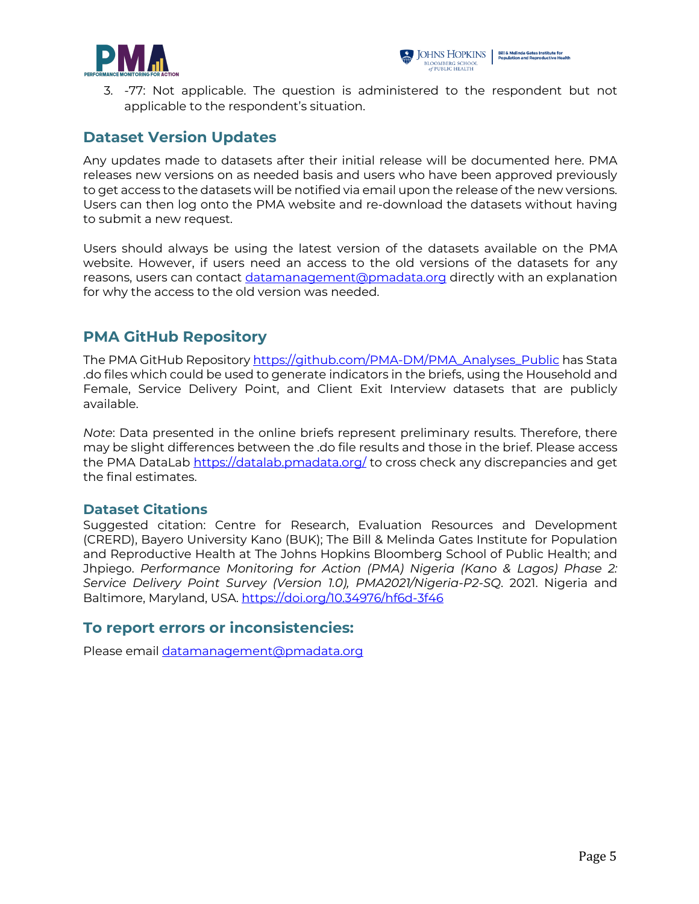3. -77: Not applicable. The question is administered to the respondent but not applicable to the respondent's situation.

## Dataset Version Updates

Any updates made to datasets after their initial release will be documented here. PMA releases new versions on as needed basis and users who have been approved previously to get access to the datasets will be notified via email upon the release of the new versions. Users can then log onto the PMA website and re-download the datasets without having to submit a new request.

Users should always be using the latest version of the datasets available on the PMA website. However, if users need an access to the old versions of the datasets for any reasons, users can contact datamanagement@pmadata.org directly with an explanation for why the access to the old version was needed.

## PMA GitHub Repository

The PMA GitHub Repository https://github.com/PMA-DM/PMA_Analyses_Public has Stata .do files which could be used to generate indicators in the briefs, using the Household and Female, Service Delivery Point, and Client Exit Interview datasets that are publicly available.

*Note*: Data presented in the online briefs represent preliminary results. Therefore, there may be slight differences between the .do file results and those in the brief. Please access the PMA DataLab https://datalab.pmadata.org/ to cross check any discrepancies and get the final estimates.

### Dataset Citations

Suggested citation: Centre for Research, Evaluation Resources and Development (CRERD), Bayero University Kano (BUK); The Bill & Melinda Gates Institute for Population and Reproductive Health at The Johns Hopkins Bloomberg School of Public Health; and Jhpiego. *Performance Monitoring for Action (PMA) Nigeria (Kano & Lagos) Phase 2: Service Delivery Point Survey (Version 1.0), PMA2021/Nigeria-P2-SQ*. 2021. Nigeria and Baltimore, Maryland, USA. https://doi.org/10.34976/hf6d-3f46

## To report errors or inconsistencies:

Please email datamanagement@pmadata.org